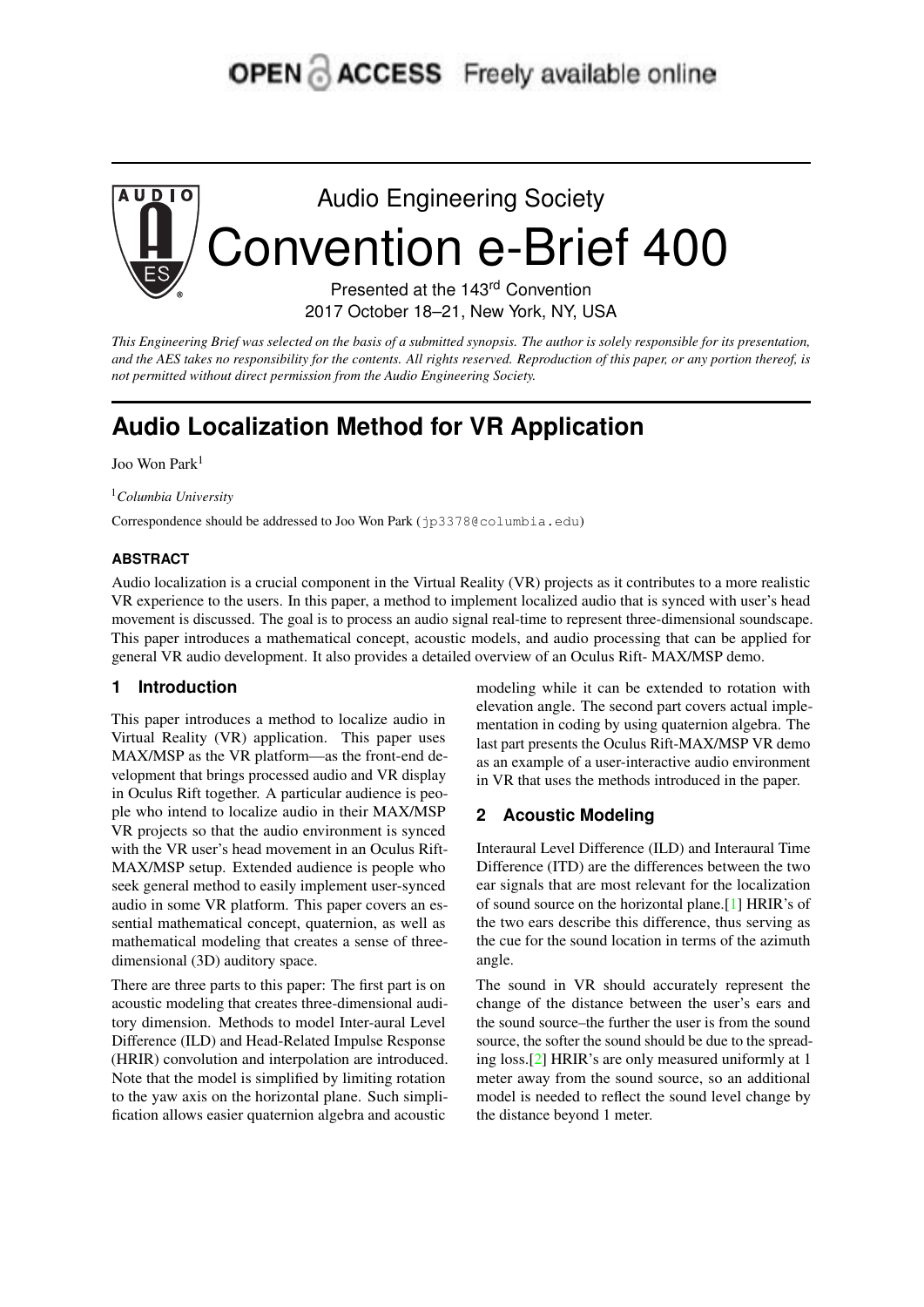OPEN ACCESS Freely available online

Audio Engineering Society

# Convention e-Brief 400

Presented at the 143rd Convention
2017 October 18–21, New York, NY, USA

*This Engineering Brief was selected on the basis of a submitted synopsis. The author is solely responsible for its presentation, and the AES takes no responsibility for the contents. All rights reserved. Reproduction of this paper, or any portion thereof, is not permitted without direct permission from the Audio Engineering Society.*

# Audio Localization Method for VR Application

Joo Won Park[1]

[1]*Columbia University*

Correspondence should be addressed to Joo Won Park (jp3378@columbia.edu)

### ABSTRACT

Audio localization is a crucial component in the Virtual Reality (VR) projects as it contributes to a more realistic VR experience to the users. In this paper, a method to implement localized audio that is synced with user's head movement is discussed. The goal is to process an audio signal real-time to represent three-dimensional soundscape. This paper introduces a mathematical concept, acoustic models, and audio processing that can be applied for general VR audio development. It also provides a detailed overview of an Oculus Rift- MAX/MSP demo.

## 1 Introduction

This paper introduces a method to localize audio in Virtual Reality (VR) application. This paper uses MAX/MSP as the VR platform—as the front-end development that brings processed audio and VR display in Oculus Rift together. A particular audience is people who intend to localize audio in their MAX/MSP VR projects so that the audio environment is synced with the VR user's head movement in an Oculus Rift-MAX/MSP setup. Extended audience is people who seek general method to easily implement user-synced audio in some VR platform. This paper covers an essential mathematical concept, quaternion, as well as mathematical modeling that creates a sense of three-dimensional (3D) auditory space.

There are three parts to this paper: The first part is on acoustic modeling that creates three-dimensional auditory dimension. Methods to model Inter-aural Level Difference (ILD) and Head-Related Impulse Response (HRIR) convolution and interpolation are introduced. Note that the model is simplified by limiting rotation to the yaw axis on the horizontal plane. Such simplification allows easier quaternion algebra and acoustic modeling while it can be extended to rotation with elevation angle. The second part covers actual implementation in coding by using quaternion algebra. The last part presents the Oculus Rift-MAX/MSP VR demo as an example of a user-interactive audio environment in VR that uses the methods introduced in the paper.

## 2 Acoustic Modeling

Interaural Level Difference (ILD) and Interaural Time Difference (ITD) are the differences between the two ear signals that are most relevant for the localization of sound source on the horizontal plane.[1] HRIR's of the two ears describe this difference, thus serving as the cue for the sound location in terms of the azimuth angle.

The sound in VR should accurately represent the change of the distance between the user's ears and the sound source–the further the user is from the sound source, the softer the sound should be due to the spreading loss.[2] HRIR's are only measured uniformly at 1 meter away from the sound source, so an additional model is needed to reflect the sound level change by the distance beyond 1 meter.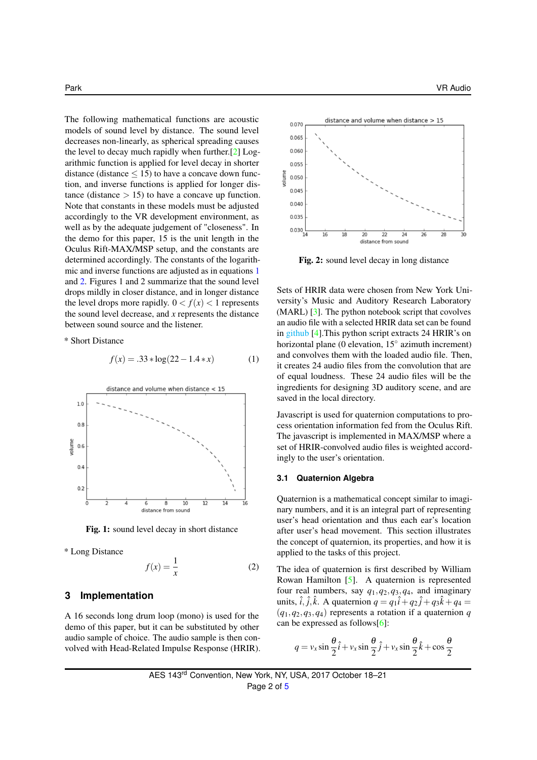The following mathematical functions are acoustic models of sound level by distance. The sound level decreases non-linearly, as spherical spreading causes the level to decay much rapidly when further.[2] Logarithmic function is applied for level decay in shorter distance (distance $\leq 15$) to have a concave down function, and inverse functions is applied for longer distance (distance $> 15$) to have a concave up function. Note that constants in these models must be adjusted accordingly to the VR development environment, as well as by the adequate judgement of "closeness". In the demo for this paper, 15 is the unit length in the Oculus Rift-MAX/MSP setup, and the constants are determined accordingly. The constants of the logarithmic and inverse functions are adjusted as in equations 1 and 2. Figures 1 and 2 summarize that the sound level drops mildly in closer distance, and in longer distance the level drops more rapidly. $0 < f(x) < 1$ represents the sound level decrease, and $x$ represents the distance between sound source and the listener.

* Short Distance

$$f(x) = .33 * \log(22 - 1.4 * x) \tag{1}$$

**Fig. 1:** sound level decay in short distance

* Long Distance

$$f(x) = \frac{1}{x} \tag{2}$$

**Fig. 2:** sound level decay in long distance

## 3 Implementation

A 16 seconds long drum loop (mono) is used for the demo of this paper, but it can be substituted by other audio sample of choice. The audio sample is then convolved with Head-Related Impulse Response (HRIR).

Sets of HRIR data were chosen from New York University's Music and Auditory Research Laboratory (MARL) [3]. The python notebook script that covolves an audio file with a selected HRIR data set can be found in github [4].This python script extracts 24 HRIR's on horizontal plane (0 elevation, 15° azimuth increment) and convolves them with the loaded audio file. Then, it creates 24 audio files from the convolution that are of equal loudness. These 24 audio files will be the ingredients for designing 3D auditory scene, and are saved in the local directory.

Javascript is used for quaternion computations to process orientation information fed from the Oculus Rift. The javascript is implemented in MAX/MSP where a set of HRIR-convolved audio files is weighted accordingly to the user's orientation.

### 3.1 Quaternion Algebra

Quaternion is a mathematical concept similar to imaginary numbers, and it is an integral part of representing user's head orientation and thus each ear's location after user's head movement. This section illustrates the concept of quaternion, its properties, and how it is applied to the tasks of this project.

The idea of quaternion is first described by William Rowan Hamilton [5]. A quaternion is represented four real numbers, say $q_1, q_2, q_3, q_4$, and imaginary units, $\hat{i}, \hat{j}, \hat{k}$. A quaternion $q = q_1\hat{i} + q_2\hat{j} + q_3\hat{k} + q_4 = (q_1, q_2, q_3, q_4)$ represents a rotation if a quaternion $q$ can be expressed as follows[6]:

$$q = v_x \sin\frac{\theta}{2}\hat{i} + v_x \sin\frac{\theta}{2}\hat{j} + v_x \sin\frac{\theta}{2}\hat{k} + \cos\frac{\theta}{2}$$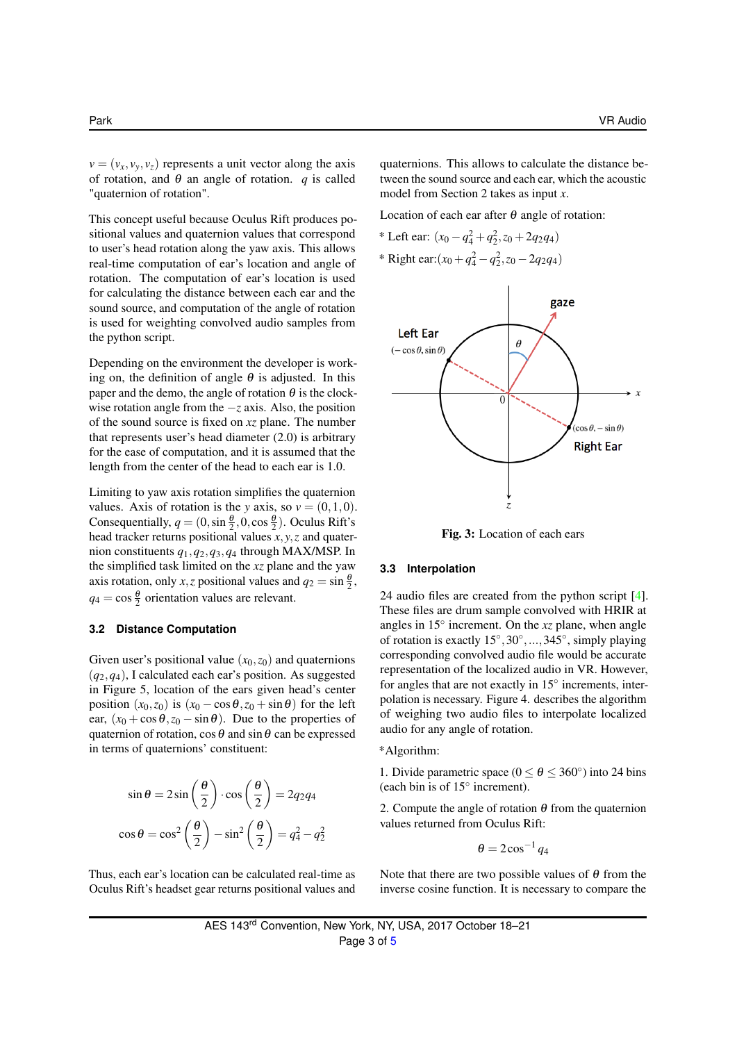$v = (v_x, v_y, v_z)$ represents a unit vector along the axis of rotation, and $\theta$ an angle of rotation. $q$ is called "quaternion of rotation".

This concept useful because Oculus Rift produces positional values and quaternion values that correspond to user's head rotation along the yaw axis. This allows real-time computation of ear's location and angle of rotation. The computation of ear's location is used for calculating the distance between each ear and the sound source, and computation of the angle of rotation is used for weighting convolved audio samples from the python script.

Depending on the environment the developer is working on, the definition of angle $\theta$ is adjusted. In this paper and the demo, the angle of rotation $\theta$ is the clockwise rotation angle from the $-z$ axis. Also, the position of the sound source is fixed on $xz$ plane. The number that represents user's head diameter (2.0) is arbitrary for the ease of computation, and it is assumed that the length from the center of the head to each ear is 1.0.

Limiting to yaw axis rotation simplifies the quaternion values. Axis of rotation is the $y$ axis, so $v = (0, 1, 0)$. Consequentially, $q = (0, \sin\frac{\theta}{2}, 0, \cos\frac{\theta}{2})$. Oculus Rift's head tracker returns positional values $x, y, z$ and quaternion constituents $q_1, q_2, q_3, q_4$ through MAX/MSP. In the simplified task limited on the $xz$ plane and the yaw axis rotation, only $x, z$ positional values and $q_2 = \sin\frac{\theta}{2}$, $q_4 = \cos\frac{\theta}{2}$ orientation values are relevant.

### 3.2 Distance Computation

Given user's positional value $(x_0, z_0)$ and quaternions $(q_2, q_4)$, I calculated each ear's position. As suggested in Figure 5, location of the ears given head's center position $(x_0, z_0)$ is $(x_0 - \cos\theta, z_0 + \sin\theta)$ for the left ear, $(x_0 + \cos\theta, z_0 - \sin\theta)$. Due to the properties of quaternion of rotation, $\cos\theta$ and $\sin\theta$ can be expressed in terms of quaternions' constituent:

$$\sin\theta = 2\sin\left(\frac{\theta}{2}\right)\cdot\cos\left(\frac{\theta}{2}\right) = 2q_2q_4$$

$$\cos\theta = \cos^2\left(\frac{\theta}{2}\right) - \sin^2\left(\frac{\theta}{2}\right) = q_4^2 - q_2^2$$

Thus, each ear's location can be calculated real-time as Oculus Rift's headset gear returns positional values and quaternions. This allows to calculate the distance between the sound source and each ear, which the acoustic model from Section 2 takes as input $x$.

Location of each ear after $\theta$ angle of rotation:

* Left ear: $(x_0 - q_4^2 + q_2^2, z_0 + 2q_2q_4)$
* Right ear: $(x_0 + q_4^2 - q_2^2, z_0 - 2q_2q_4)$

**Fig. 3:** Location of each ears

### 3.3 Interpolation

24 audio files are created from the python script [4]. These files are drum sample convolved with HRIR at angles in 15° increment. On the $xz$ plane, when angle of rotation is exactly $15°, 30°, ..., 345°$, simply playing corresponding convolved audio file would be accurate representation of the localized audio in VR. However, for angles that are not exactly in 15° increments, interpolation is necessary. Figure 4. describes the algorithm of weighing two audio files to interpolate localized audio for any angle of rotation.

*Algorithm:

1. Divide parametric space ($0 \leq \theta \leq 360°$) into 24 bins (each bin is of 15° increment).

2. Compute the angle of rotation $\theta$ from the quaternion values returned from Oculus Rift:

$$\theta = 2\cos^{-1} q_4$$

Note that there are two possible values of $\theta$ from the inverse cosine function. It is necessary to compare the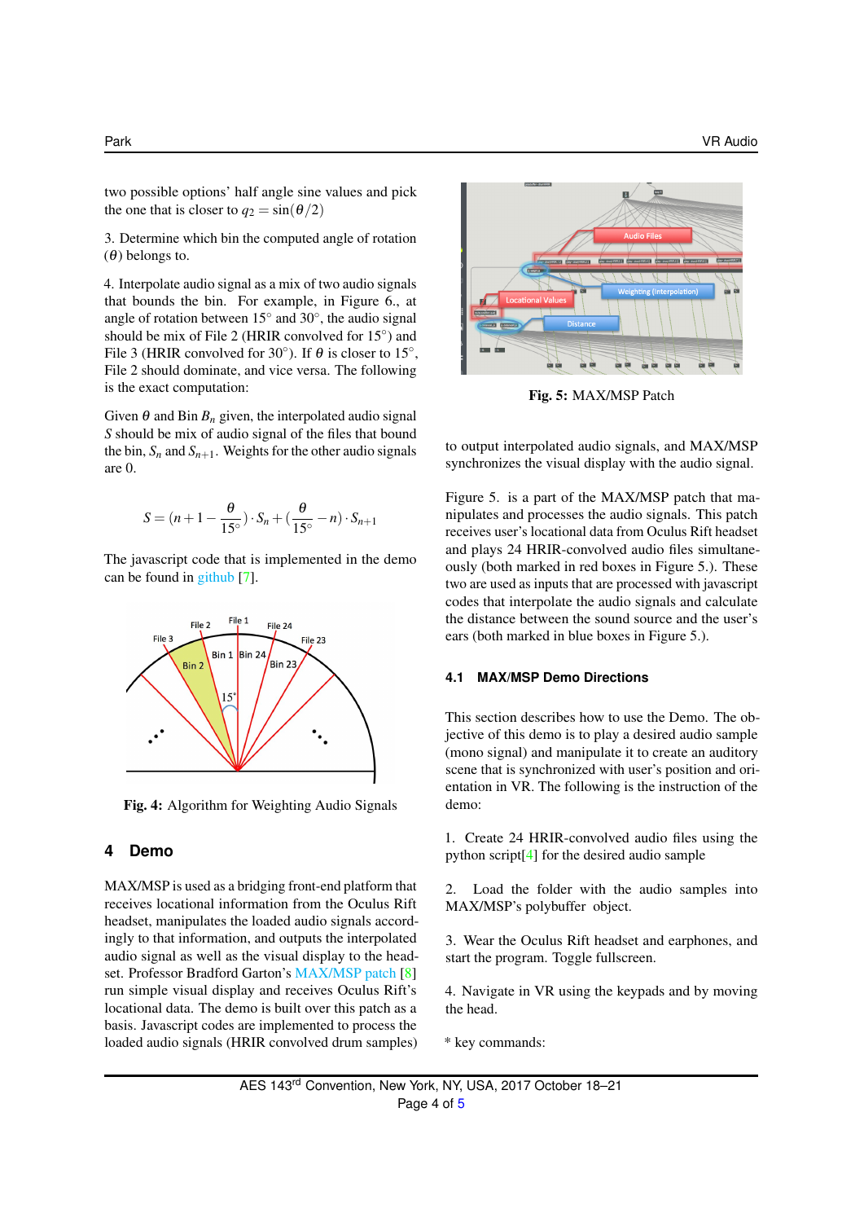two possible options' half angle sine values and pick the one that is closer to $q_2 = \sin(\theta/2)$

3. Determine which bin the computed angle of rotation ($\theta$) belongs to.

4. Interpolate audio signal as a mix of two audio signals that bounds the bin. For example, in Figure 6., at angle of rotation between 15° and 30°, the audio signal should be mix of File 2 (HRIR convolved for 15°) and File 3 (HRIR convolved for 30°). If $\theta$ is closer to 15°, File 2 should dominate, and vice versa. The following is the exact computation:

Given $\theta$ and Bin $B_n$ given, the interpolated audio signal $S$ should be mix of audio signal of the files that bound the bin, $S_n$ and $S_{n+1}$. Weights for the other audio signals are 0.

$$S = (n+1-\frac{\theta}{15^\circ}) \cdot S_n + (\frac{\theta}{15^\circ} - n) \cdot S_{n+1}$$

The javascript code that is implemented in the demo can be found in github [7].

Fig. 4: Algorithm for Weighting Audio Signals

## 4 Demo

MAX/MSP is used as a bridging front-end platform that receives locational information from the Oculus Rift headset, manipulates the loaded audio signals accordingly to that information, and outputs the interpolated audio signal as well as the visual display to the headset. Professor Bradford Garton's MAX/MSP patch [8] run simple visual display and receives Oculus Rift's locational data. The demo is built over this patch as a basis. Javascript codes are implemented to process the loaded audio signals (HRIR convolved drum samples) to output interpolated audio signals, and MAX/MSP synchronizes the visual display with the audio signal.

Fig. 5: MAX/MSP Patch

Figure 5. is a part of the MAX/MSP patch that manipulates and processes the audio signals. This patch receives user's locational data from Oculus Rift headset and plays 24 HRIR-convolved audio files simultaneously (both marked in red boxes in Figure 5.). These two are used as inputs that are processed with javascript codes that interpolate the audio signals and calculate the distance between the sound source and the user's ears (both marked in blue boxes in Figure 5.).

### 4.1 MAX/MSP Demo Directions

This section describes how to use the Demo. The objective of this demo is to play a desired audio sample (mono signal) and manipulate it to create an auditory scene that is synchronized with user's position and orientation in VR. The following is the instruction of the demo:

1. Create 24 HRIR-convolved audio files using the python script[4] for the desired audio sample

2. Load the folder with the audio samples into MAX/MSP's polybuffer object.

3. Wear the Oculus Rift headset and earphones, and start the program. Toggle fullscreen.

4. Navigate in VR using the keypads and by moving the head.

* key commands: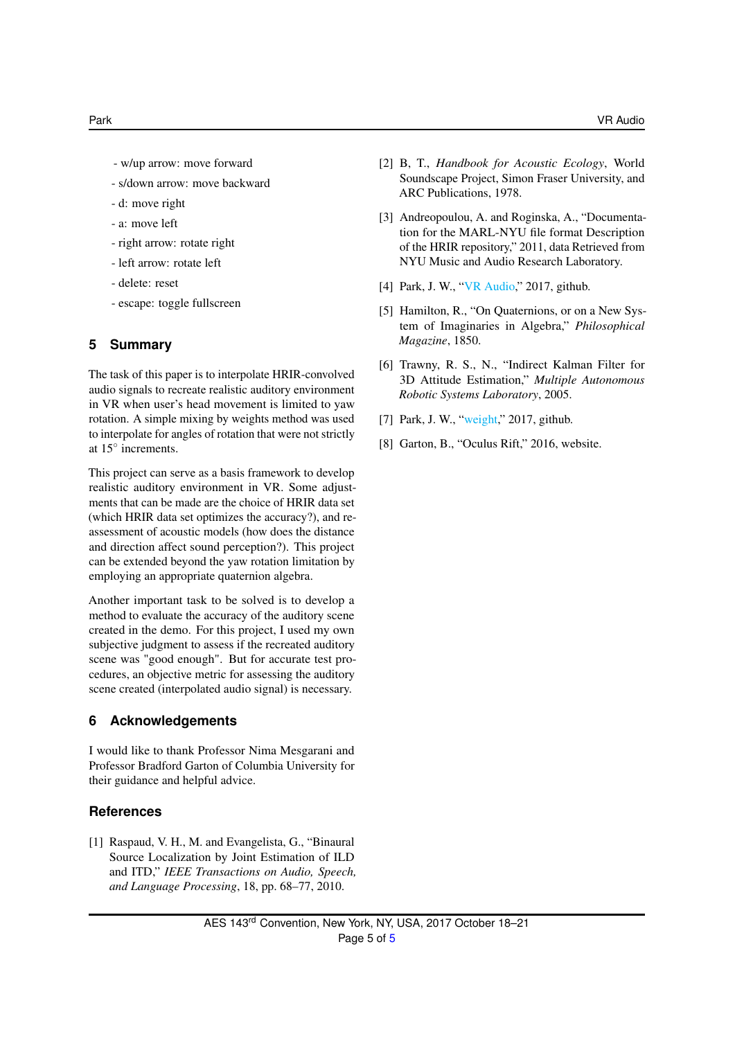- w/up arrow: move forward
- s/down arrow: move backward
- d: move right
- a: move left
- right arrow: rotate right
- left arrow: rotate left
- delete: reset
- escape: toggle fullscreen

## 5 Summary

The task of this paper is to interpolate HRIR-convolved audio signals to recreate realistic auditory environment in VR when user's head movement is limited to yaw rotation. A simple mixing by weights method was used to interpolate for angles of rotation that were not strictly at $15^\circ$ increments.

This project can serve as a basis framework to develop realistic auditory environment in VR. Some adjustments that can be made are the choice of HRIR data set (which HRIR data set optimizes the accuracy?), and reassessment of acoustic models (how does the distance and direction affect sound perception?). This project can be extended beyond the yaw rotation limitation by employing an appropriate quaternion algebra.

Another important task to be solved is to develop a method to evaluate the accuracy of the auditory scene created in the demo. For this project, I used my own subjective judgment to assess if the recreated auditory scene was "good enough". But for accurate test procedures, an objective metric for assessing the auditory scene created (interpolated audio signal) is necessary.

## 6 Acknowledgements

I would like to thank Professor Nima Mesgarani and Professor Bradford Garton of Columbia University for their guidance and helpful advice.

## References

[1] Raspaud, V. H., M. and Evangelista, G., "Binaural Source Localization by Joint Estimation of ILD and ITD," *IEEE Transactions on Audio, Speech, and Language Processing*, 18, pp. 68–77, 2010.

[2] B, T., *Handbook for Acoustic Ecology*, World Soundscape Project, Simon Fraser University, and ARC Publications, 1978.

[3] Andreopoulou, A. and Roginska, A., "Documentation for the MARL-NYU file format Description of the HRIR repository," 2011, data Retrieved from NYU Music and Audio Research Laboratory.

[4] Park, J. W., "VR Audio," 2017, github.

[5] Hamilton, R., "On Quaternions, or on a New System of Imaginaries in Algebra," *Philosophical Magazine*, 1850.

[6] Trawny, R. S., N., "Indirect Kalman Filter for 3D Attitude Estimation," *Multiple Autonomous Robotic Systems Laboratory*, 2005.

[7] Park, J. W., "weight," 2017, github.

[8] Garton, B., "Oculus Rift," 2016, website.